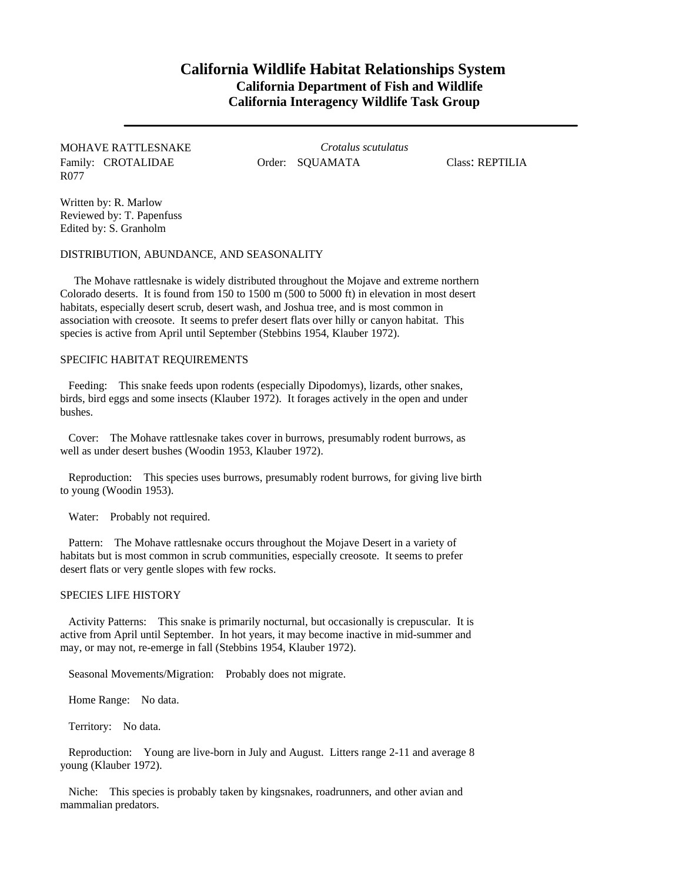# California Wildlife Habitat Relationships System

## California Department of Fish and Wildlife

## California Interagency Wildlife Task Group

---

MOHAVE RATTLESNAKE *Crotalus scutulatus*

Family: CROTALIDAE Order: SQUAMATA Class: REPTILIA

R077

Written by: R. Marlow
Reviewed by: T. Papenfuss
Edited by: S. Granholm

### DISTRIBUTION, ABUNDANCE, AND SEASONALITY

The Mohave rattlesnake is widely distributed throughout the Mojave and extreme northern Colorado deserts. It is found from 150 to 1500 m (500 to 5000 ft) in elevation in most desert habitats, especially desert scrub, desert wash, and Joshua tree, and is most common in association with creosote. It seems to prefer desert flats over hilly or canyon habitat. This species is active from April until September (Stebbins 1954, Klauber 1972).

### SPECIFIC HABITAT REQUIREMENTS

Feeding: This snake feeds upon rodents (especially Dipodomys), lizards, other snakes, birds, bird eggs and some insects (Klauber 1972). It forages actively in the open and under bushes.

Cover: The Mohave rattlesnake takes cover in burrows, presumably rodent burrows, as well as under desert bushes (Woodin 1953, Klauber 1972).

Reproduction: This species uses burrows, presumably rodent burrows, for giving live birth to young (Woodin 1953).

Water: Probably not required.

Pattern: The Mohave rattlesnake occurs throughout the Mojave Desert in a variety of habitats but is most common in scrub communities, especially creosote. It seems to prefer desert flats or very gentle slopes with few rocks.

### SPECIES LIFE HISTORY

Activity Patterns: This snake is primarily nocturnal, but occasionally is crepuscular. It is active from April until September. In hot years, it may become inactive in mid-summer and may, or may not, re-emerge in fall (Stebbins 1954, Klauber 1972).

Seasonal Movements/Migration: Probably does not migrate.

Home Range: No data.

Territory: No data.

Reproduction: Young are live-born in July and August. Litters range 2-11 and average 8 young (Klauber 1972).

Niche: This species is probably taken by kingsnakes, roadrunners, and other avian and mammalian predators.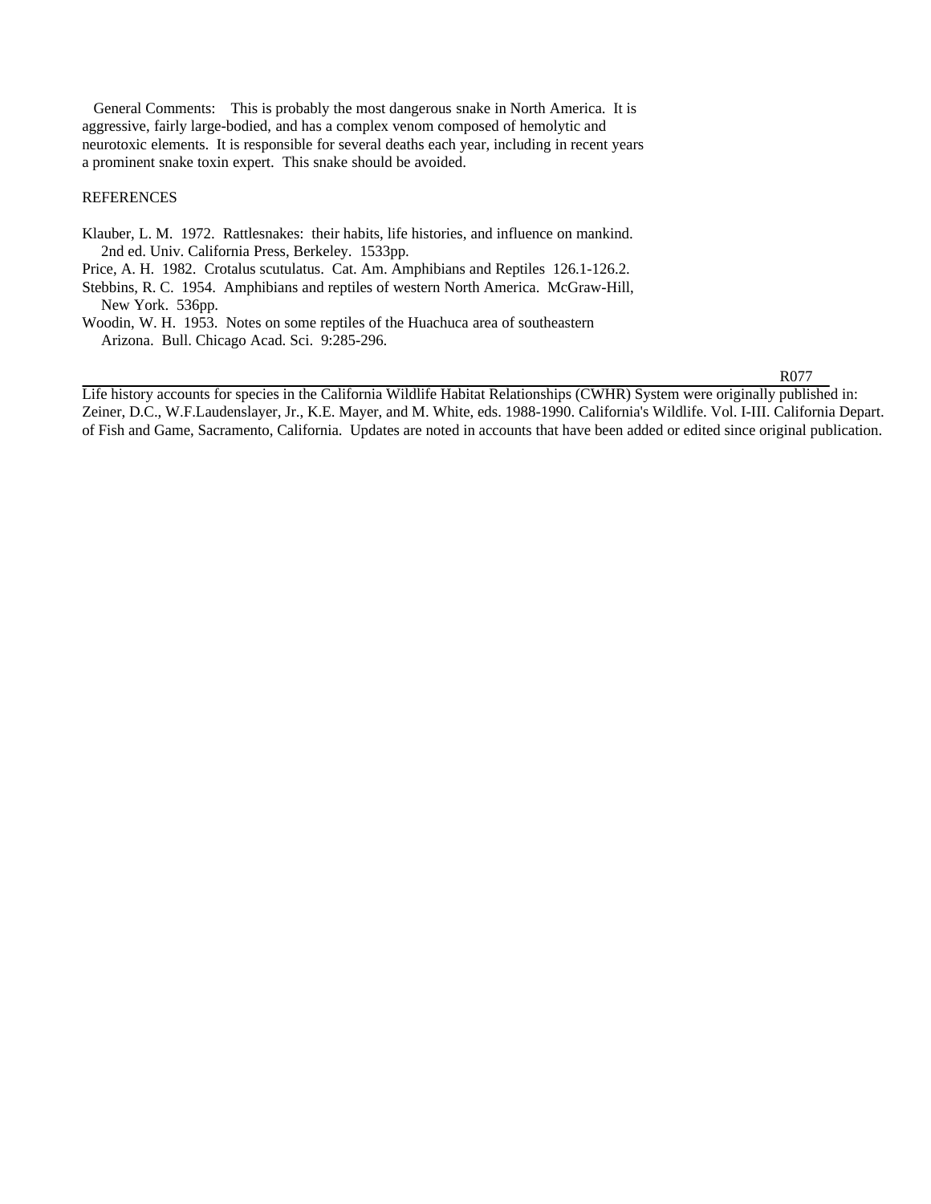General Comments: This is probably the most dangerous snake in North America. It is aggressive, fairly large-bodied, and has a complex venom composed of hemolytic and neurotoxic elements. It is responsible for several deaths each year, including in recent years a prominent snake toxin expert. This snake should be avoided.

REFERENCES

Klauber, L. M. 1972. Rattlesnakes: their habits, life histories, and influence on mankind. 2nd ed. Univ. California Press, Berkeley. 1533pp.

Price, A. H. 1982. Crotalus scutulatus. Cat. Am. Amphibians and Reptiles 126.1-126.2.

Stebbins, R. C. 1954. Amphibians and reptiles of western North America. McGraw-Hill, New York. 536pp.

Woodin, W. H. 1953. Notes on some reptiles of the Huachuca area of southeastern Arizona. Bull. Chicago Acad. Sci. 9:285-296.

R077

Life history accounts for species in the California Wildlife Habitat Relationships (CWHR) System were originally published in: Zeiner, D.C., W.F.Laudenslayer, Jr., K.E. Mayer, and M. White, eds. 1988-1990. California's Wildlife. Vol. I-III. California Depart. of Fish and Game, Sacramento, California. Updates are noted in accounts that have been added or edited since original publication.